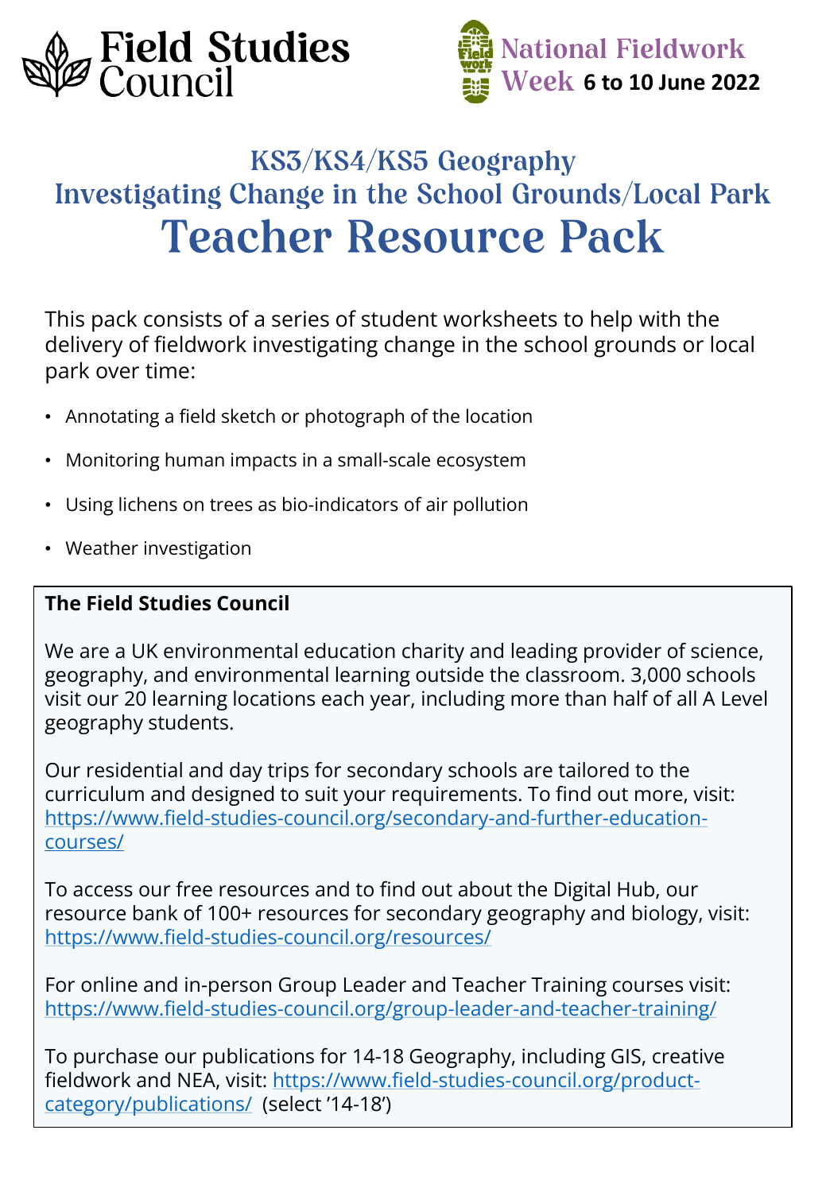Field Studies Council

National Fieldwork Week **6 to 10 June 2022**

## KS3/KS4/KS5 Geography
## Investigating Change in the School Grounds/Local Park
# Teacher Resource Pack

This pack consists of a series of student worksheets to help with the delivery of fieldwork investigating change in the school grounds or local park over time:

- Annotating a field sketch or photograph of the location
- Monitoring human impacts in a small-scale ecosystem
- Using lichens on trees as bio-indicators of air pollution
- Weather investigation

**The Field Studies Council**

We are a UK environmental education charity and leading provider of science, geography, and environmental learning outside the classroom. 3,000 schools visit our 20 learning locations each year, including more than half of all A Level geography students.

Our residential and day trips for secondary schools are tailored to the curriculum and designed to suit your requirements. To find out more, visit: https://www.field-studies-council.org/secondary-and-further-education-courses/

To access our free resources and to find out about the Digital Hub, our resource bank of 100+ resources for secondary geography and biology, visit: https://www.field-studies-council.org/resources/

For online and in-person Group Leader and Teacher Training courses visit: https://www.field-studies-council.org/group-leader-and-teacher-training/

To purchase our publications for 14-18 Geography, including GIS, creative fieldwork and NEA, visit: https://www.field-studies-council.org/product-category/publications/ (select '14-18')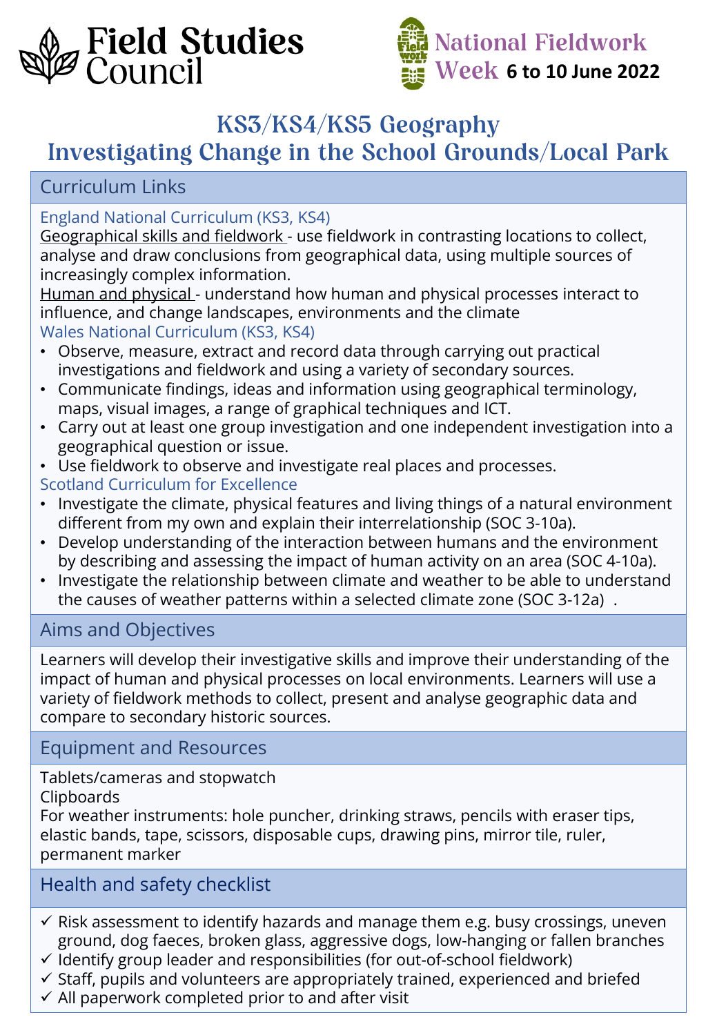Field Studies Council

National Fieldwork Week **6 to 10 June 2022**

# KS3/KS4/KS5 Geography
# Investigating Change in the School Grounds/Local Park

## Curriculum Links

England National Curriculum (KS3, KS4)

Geographical skills and fieldwork - use fieldwork in contrasting locations to collect, analyse and draw conclusions from geographical data, using multiple sources of increasingly complex information.

Human and physical - understand how human and physical processes interact to influence, and change landscapes, environments and the climate

Wales National Curriculum (KS3, KS4)

- Observe, measure, extract and record data through carrying out practical investigations and fieldwork and using a variety of secondary sources.
- Communicate findings, ideas and information using geographical terminology, maps, visual images, a range of graphical techniques and ICT.
- Carry out at least one group investigation and one independent investigation into a geographical question or issue.
- Use fieldwork to observe and investigate real places and processes.

Scotland Curriculum for Excellence

- Investigate the climate, physical features and living things of a natural environment different from my own and explain their interrelationship (SOC 3-10a).
- Develop understanding of the interaction between humans and the environment by describing and assessing the impact of human activity on an area (SOC 4-10a).
- Investigate the relationship between climate and weather to be able to understand the causes of weather patterns within a selected climate zone (SOC 3-12a) .

## Aims and Objectives

Learners will develop their investigative skills and improve their understanding of the impact of human and physical processes on local environments. Learners will use a variety of fieldwork methods to collect, present and analyse geographic data and compare to secondary historic sources.

## Equipment and Resources

Tablets/cameras and stopwatch
Clipboards
For weather instruments: hole puncher, drinking straws, pencils with eraser tips, elastic bands, tape, scissors, disposable cups, drawing pins, mirror tile, ruler, permanent marker

## Health and safety checklist

- ✓ Risk assessment to identify hazards and manage them e.g. busy crossings, uneven ground, dog faeces, broken glass, aggressive dogs, low-hanging or fallen branches
- ✓ Identify group leader and responsibilities (for out-of-school fieldwork)
- ✓ Staff, pupils and volunteers are appropriately trained, experienced and briefed
- ✓ All paperwork completed prior to and after visit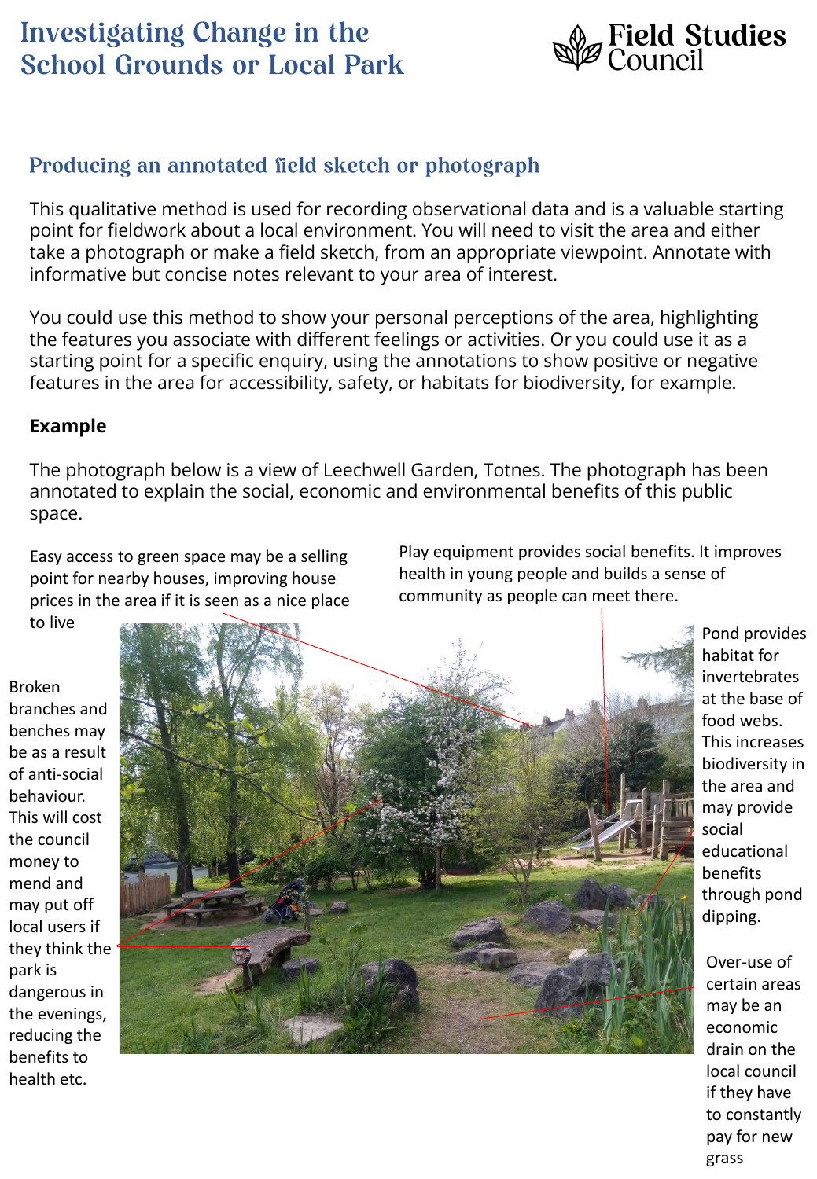# Investigating Change in the School Grounds or Local Park

## Producing an annotated field sketch or photograph

This qualitative method is used for recording observational data and is a valuable starting point for fieldwork about a local environment. You will need to visit the area and either take a photograph or make a field sketch, from an appropriate viewpoint. Annotate with informative but concise notes relevant to your area of interest.

You could use this method to show your personal perceptions of the area, highlighting the features you associate with different feelings or activities. Or you could use it as a starting point for a specific enquiry, using the annotations to show positive or negative features in the area for accessibility, safety, or habitats for biodiversity, for example.

**Example**

The photograph below is a view of Leechwell Garden, Totnes. The photograph has been annotated to explain the social, economic and environmental benefits of this public space.

Easy access to green space may be a selling point for nearby houses, improving house prices in the area if it is seen as a nice place to live

Play equipment provides social benefits. It improves health in young people and builds a sense of community as people can meet there.

Broken branches and benches may be as a result of anti-social behaviour. This will cost the council money to mend and may put off local users if they think the park is dangerous in the evenings, reducing the benefits to health etc.

Pond provides habitat for invertebrates at the base of food webs. This increases biodiversity in the area and may provide social educational benefits through pond dipping.

Over-use of certain areas may be an economic drain on the local council if they have to constantly pay for new grass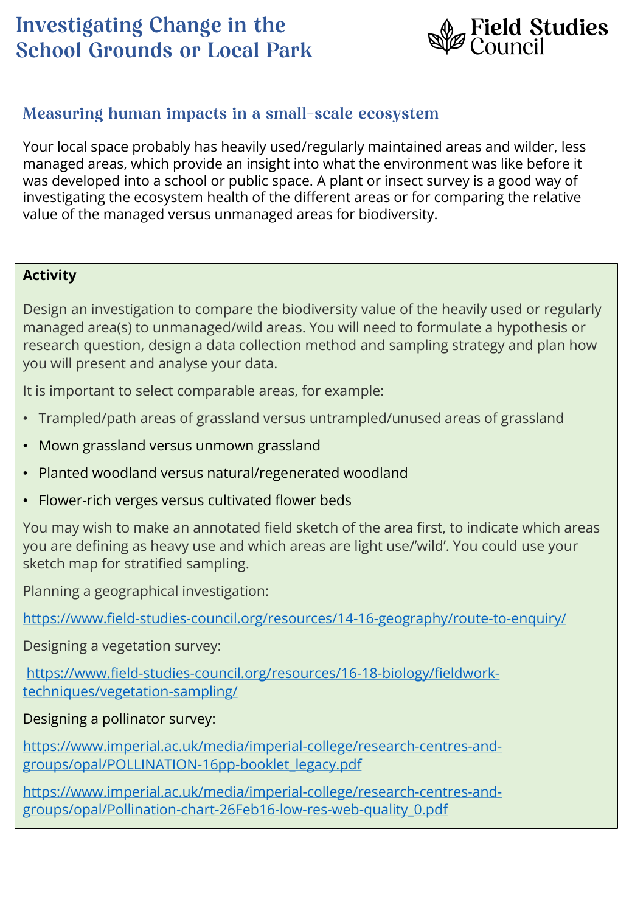# Investigating Change in the School Grounds or Local Park

## Measuring human impacts in a small-scale ecosystem

Your local space probably has heavily used/regularly maintained areas and wilder, less managed areas, which provide an insight into what the environment was like before it was developed into a school or public space. A plant or insect survey is a good way of investigating the ecosystem health of the different areas or for comparing the relative value of the managed versus unmanaged areas for biodiversity.

**Activity**

Design an investigation to compare the biodiversity value of the heavily used or regularly managed area(s) to unmanaged/wild areas. You will need to formulate a hypothesis or research question, design a data collection method and sampling strategy and plan how you will present and analyse your data.

It is important to select comparable areas, for example:

- Trampled/path areas of grassland versus untrampled/unused areas of grassland
- Mown grassland versus unmown grassland
- Planted woodland versus natural/regenerated woodland
- Flower-rich verges versus cultivated flower beds

You may wish to make an annotated field sketch of the area first, to indicate which areas you are defining as heavy use and which areas are light use/'wild'. You could use your sketch map for stratified sampling.

Planning a geographical investigation:

https://www.field-studies-council.org/resources/14-16-geography/route-to-enquiry/

Designing a vegetation survey:

https://www.field-studies-council.org/resources/16-18-biology/fieldwork-techniques/vegetation-sampling/

Designing a pollinator survey:

https://www.imperial.ac.uk/media/imperial-college/research-centres-and-groups/opal/POLLINATION-16pp-booklet_legacy.pdf

https://www.imperial.ac.uk/media/imperial-college/research-centres-and-groups/opal/Pollination-chart-26Feb16-low-res-web-quality_0.pdf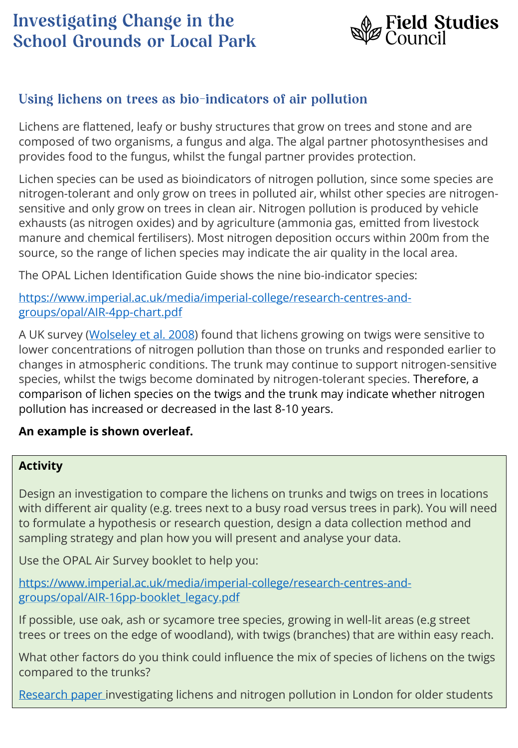# Investigating Change in the School Grounds or Local Park

## Using lichens on trees as bio-indicators of air pollution

Lichens are flattened, leafy or bushy structures that grow on trees and stone and are composed of two organisms, a fungus and alga. The algal partner photosynthesises and provides food to the fungus, whilst the fungal partner provides protection.

Lichen species can be used as bioindicators of nitrogen pollution, since some species are nitrogen-tolerant and only grow on trees in polluted air, whilst other species are nitrogen-sensitive and only grow on trees in clean air. Nitrogen pollution is produced by vehicle exhausts (as nitrogen oxides) and by agriculture (ammonia gas, emitted from livestock manure and chemical fertilisers). Most nitrogen deposition occurs within 200m from the source, so the range of lichen species may indicate the air quality in the local area.

The OPAL Lichen Identification Guide shows the nine bio-indicator species:

https://www.imperial.ac.uk/media/imperial-college/research-centres-and-groups/opal/AIR-4pp-chart.pdf

A UK survey (Wolseley et al. 2008) found that lichens growing on twigs were sensitive to lower concentrations of nitrogen pollution than those on trunks and responded earlier to changes in atmospheric conditions. The trunk may continue to support nitrogen-sensitive species, whilst the twigs become dominated by nitrogen-tolerant species. Therefore, a comparison of lichen species on the twigs and the trunk may indicate whether nitrogen pollution has increased or decreased in the last 8-10 years.

**An example is shown overleaf.**

**Activity**

Design an investigation to compare the lichens on trunks and twigs on trees in locations with different air quality (e.g. trees next to a busy road versus trees in park). You will need to formulate a hypothesis or research question, design a data collection method and sampling strategy and plan how you will present and analyse your data.

Use the OPAL Air Survey booklet to help you:

https://www.imperial.ac.uk/media/imperial-college/research-centres-and-groups/opal/AIR-16pp-booklet_legacy.pdf

If possible, use oak, ash or sycamore tree species, growing in well-lit areas (e.g street trees or trees on the edge of woodland), with twigs (branches) that are within easy reach.

What other factors do you think could influence the mix of species of lichens on the twigs compared to the trunks?

Research paper investigating lichens and nitrogen pollution in London for older students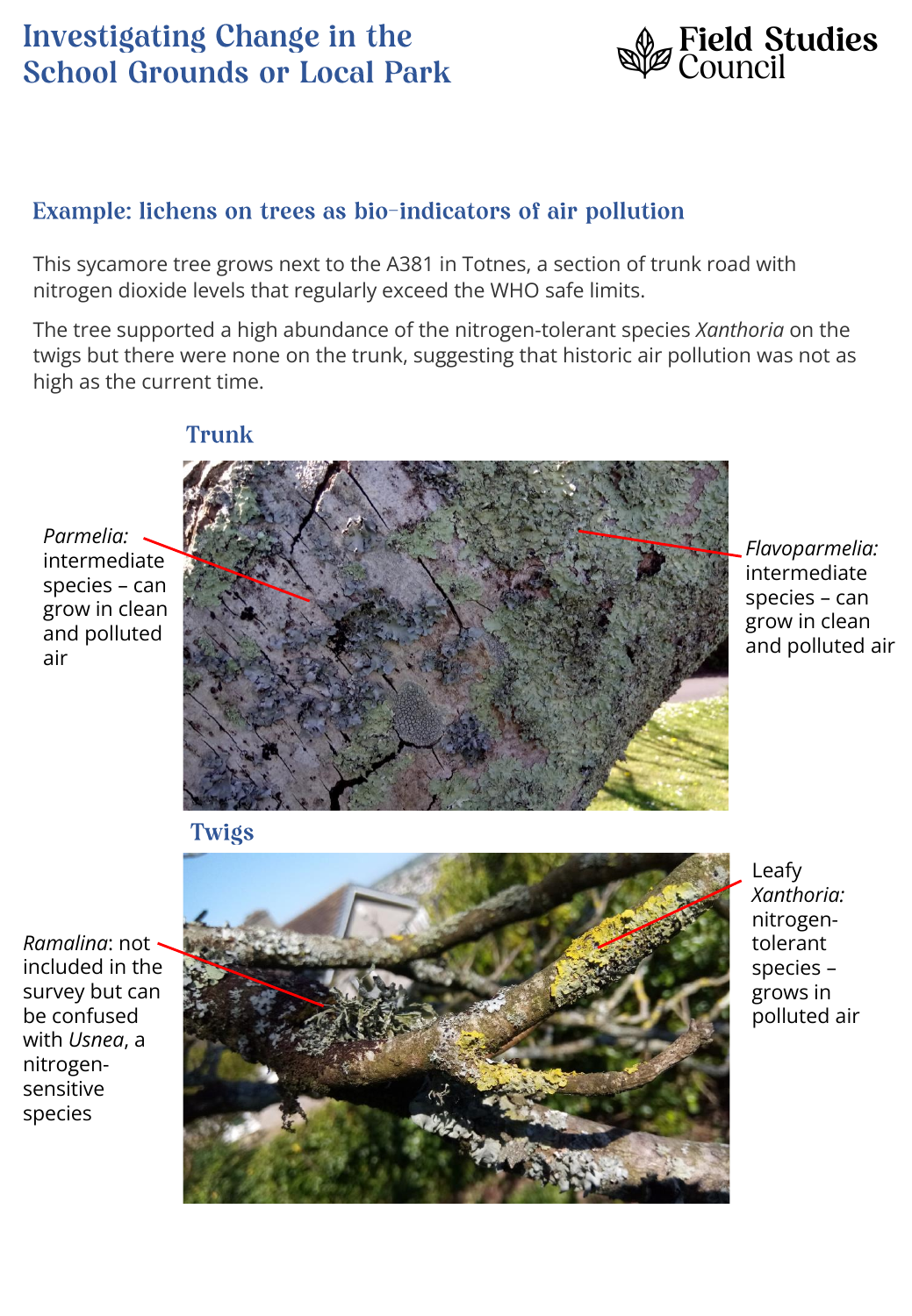# Investigating Change in the School Grounds or Local Park

## Example: lichens on trees as bio-indicators of air pollution

This sycamore tree grows next to the A381 in Totnes, a section of trunk road with nitrogen dioxide levels that regularly exceed the WHO safe limits.

The tree supported a high abundance of the nitrogen-tolerant species *Xanthoria* on the twigs but there were none on the trunk, suggesting that historic air pollution was not as high as the current time.

### Trunk

*Parmelia:* intermediate species – can grow in clean and polluted air

*Flavoparmelia:* intermediate species – can grow in clean and polluted air

### Twigs

*Ramalina*: not included in the survey but can be confused with *Usnea*, a nitrogen-sensitive species

Leafy *Xanthoria:* nitrogen-tolerant species – grows in polluted air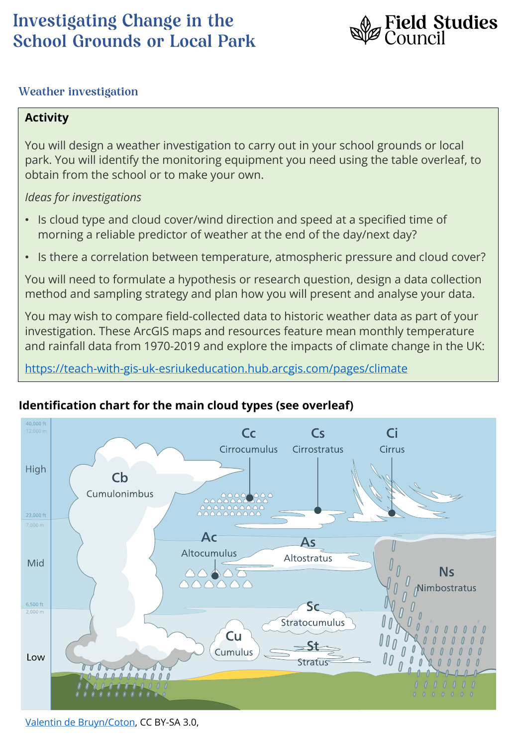# Investigating Change in the School Grounds or Local Park

## Weather investigation

**Activity**

You will design a weather investigation to carry out in your school grounds or local park. You will identify the monitoring equipment you need using the table overleaf, to obtain from the school or to make your own.

*Ideas for investigations*

- Is cloud type and cloud cover/wind direction and speed at a specified time of morning a reliable predictor of weather at the end of the day/next day?
- Is there a correlation between temperature, atmospheric pressure and cloud cover?

You will need to formulate a hypothesis or research question, design a data collection method and sampling strategy and plan how you will present and analyse your data.

You may wish to compare field-collected data to historic weather data as part of your investigation. These ArcGIS maps and resources feature mean monthly temperature and rainfall data from 1970-2019 and explore the impacts of climate change in the UK:

https://teach-with-gis-uk-esriukeducation.hub.arcgis.com/pages/climate

**Identification chart for the main cloud types (see overleaf)**

Valentin de Bruyn/Coton, CC BY-SA 3.0,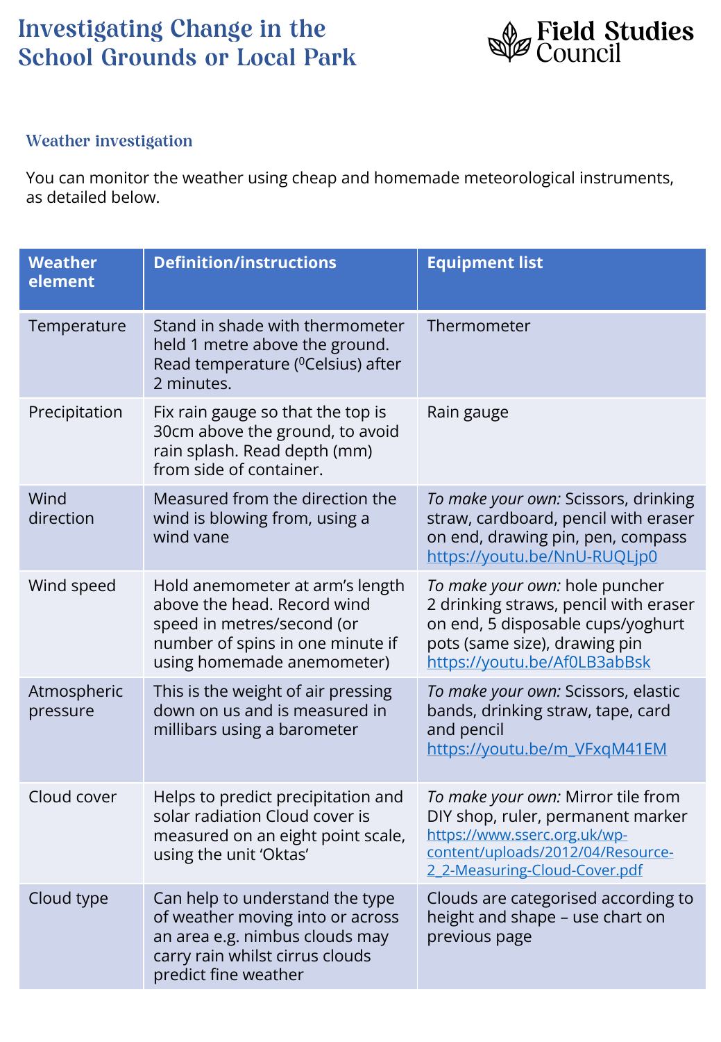# Investigating Change in the School Grounds or Local Park

Field Studies Council

### Weather investigation

You can monitor the weather using cheap and homemade meteorological instruments, as detailed below.

| Weather element | Definition/instructions | Equipment list |
|---|---|---|
| Temperature | Stand in shade with thermometer held 1 metre above the ground. Read temperature ($^0$Celsius) after 2 minutes. | Thermometer |
| Precipitation | Fix rain gauge so that the top is 30cm above the ground, to avoid rain splash. Read depth (mm) from side of container. | Rain gauge |
| Wind direction | Measured from the direction the wind is blowing from, using a wind vane | *To make your own:* Scissors, drinking straw, cardboard, pencil with eraser on end, drawing pin, pen, compass https://youtu.be/NnU-RUQLjp0 |
| Wind speed | Hold anemometer at arm's length above the head. Record wind speed in metres/second (or number of spins in one minute if using homemade anemometer) | *To make your own:* hole puncher 2 drinking straws, pencil with eraser on end, 5 disposable cups/yoghurt pots (same size), drawing pin https://youtu.be/Af0LB3abBsk |
| Atmospheric pressure | This is the weight of air pressing down on us and is measured in millibars using a barometer | *To make your own:* Scissors, elastic bands, drinking straw, tape, card and pencil https://youtu.be/m_VFxqM41EM |
| Cloud cover | Helps to predict precipitation and solar radiation Cloud cover is measured on an eight point scale, using the unit 'Oktas' | *To make your own:* Mirror tile from DIY shop, ruler, permanent marker https://www.sserc.org.uk/wp-content/uploads/2012/04/Resource-2_2-Measuring-Cloud-Cover.pdf |
| Cloud type | Can help to understand the type of weather moving into or across an area e.g. nimbus clouds may carry rain whilst cirrus clouds predict fine weather | Clouds are categorised according to height and shape – use chart on previous page |